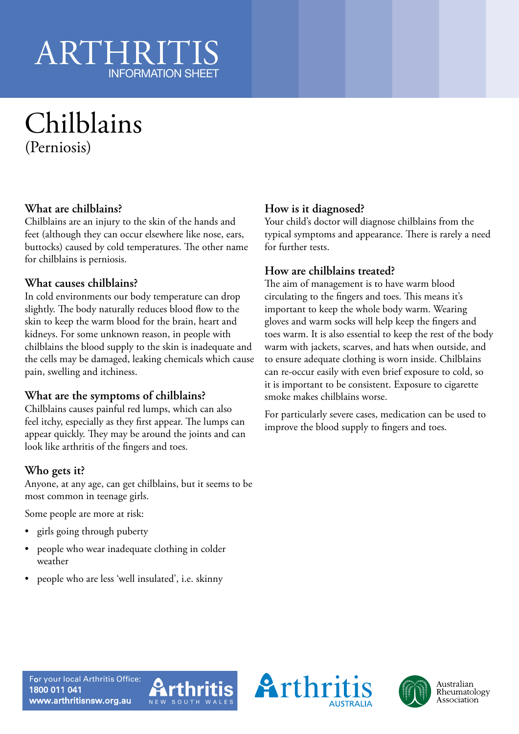# ARTHRITIS
INFORMATION SHEET

# Chilblains
(Perniosis)

## What are chilblains?

Chilblains are an injury to the skin of the hands and feet (although they can occur elsewhere like nose, ears, buttocks) caused by cold temperatures. The other name for chilblains is perniosis.

## What causes chilblains?

In cold environments our body temperature can drop slightly. The body naturally reduces blood flow to the skin to keep the warm blood for the brain, heart and kidneys. For some unknown reason, in people with chilblains the blood supply to the skin is inadequate and the cells may be damaged, leaking chemicals which cause pain, swelling and itchiness.

## What are the symptoms of chilblains?

Chilblains causes painful red lumps, which can also feel itchy, especially as they first appear. The lumps can appear quickly. They may be around the joints and can look like arthritis of the fingers and toes.

## Who gets it?

Anyone, at any age, can get chilblains, but it seems to be most common in teenage girls.

Some people are more at risk:

- girls going through puberty
- people who wear inadequate clothing in colder weather
- people who are less 'well insulated', i.e. skinny

## How is it diagnosed?

Your child's doctor will diagnose chilblains from the typical symptoms and appearance. There is rarely a need for further tests.

## How are chilblains treated?

The aim of management is to have warm blood circulating to the fingers and toes. This means it's important to keep the whole body warm. Wearing gloves and warm socks will help keep the fingers and toes warm. It is also essential to keep the rest of the body warm with jackets, scarves, and hats when outside, and to ensure adequate clothing is worn inside. Chilblains can re-occur easily with even brief exposure to cold, so it is important to be consistent. Exposure to cigarette smoke makes chilblains worse.

For particularly severe cases, medication can be used to improve the blood supply to fingers and toes.

For your local Arthritis Office:
**1800 011 041**
**www.arthritisnsw.org.au**

Arthritis NEW SOUTH WALES

Arthritis AUSTRALIA

Australian Rheumatology Association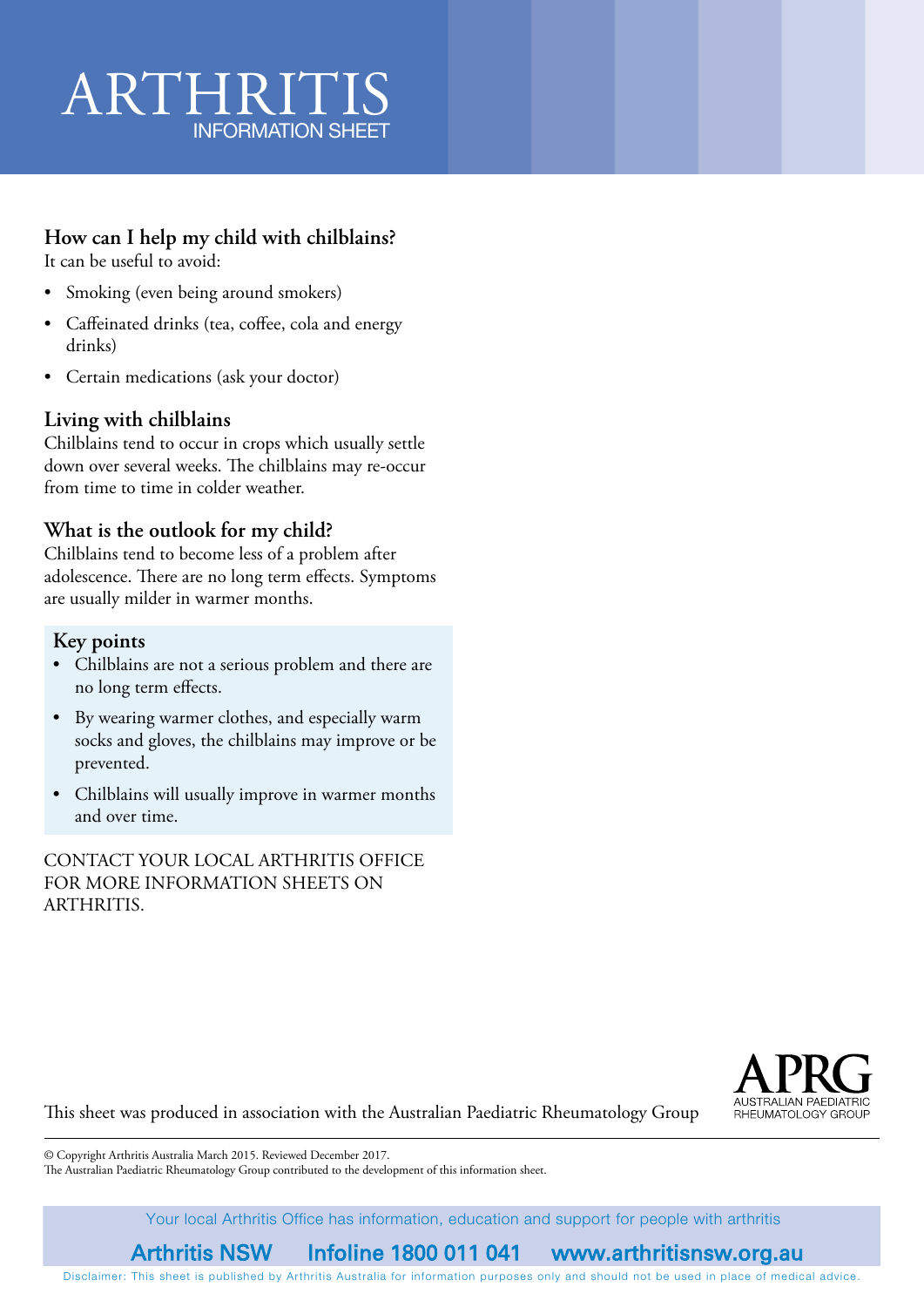## How can I help my child with chilblains?

It can be useful to avoid:

- Smoking (even being around smokers)
- Caffeinated drinks (tea, coffee, cola and energy drinks)
- Certain medications (ask your doctor)

## Living with chilblains

Chilblains tend to occur in crops which usually settle down over several weeks. The chilblains may re-occur from time to time in colder weather.

## What is the outlook for my child?

Chilblains tend to become less of a problem after adolescence. There are no long term effects. Symptoms are usually milder in warmer months.

### Key points

- Chilblains are not a serious problem and there are no long term effects.
- By wearing warmer clothes, and especially warm socks and gloves, the chilblains may improve or be prevented.
- Chilblains will usually improve in warmer months and over time.

CONTACT YOUR LOCAL ARTHRITIS OFFICE FOR MORE INFORMATION SHEETS ON ARTHRITIS.

This sheet was produced in association with the Australian Paediatric Rheumatology Group

APRG AUSTRALIAN PAEDIATRIC RHEUMATOLOGY GROUP

© Copyright Arthritis Australia March 2015. Reviewed December 2017.
The Australian Paediatric Rheumatology Group contributed to the development of this information sheet.

Your local Arthritis Office has information, education and support for people with arthritis

**Arthritis NSW Infoline 1800 011 041 www.arthritisnsw.org.au**

Disclaimer: This sheet is published by Arthritis Australia for information purposes only and should not be used in place of medical advice.